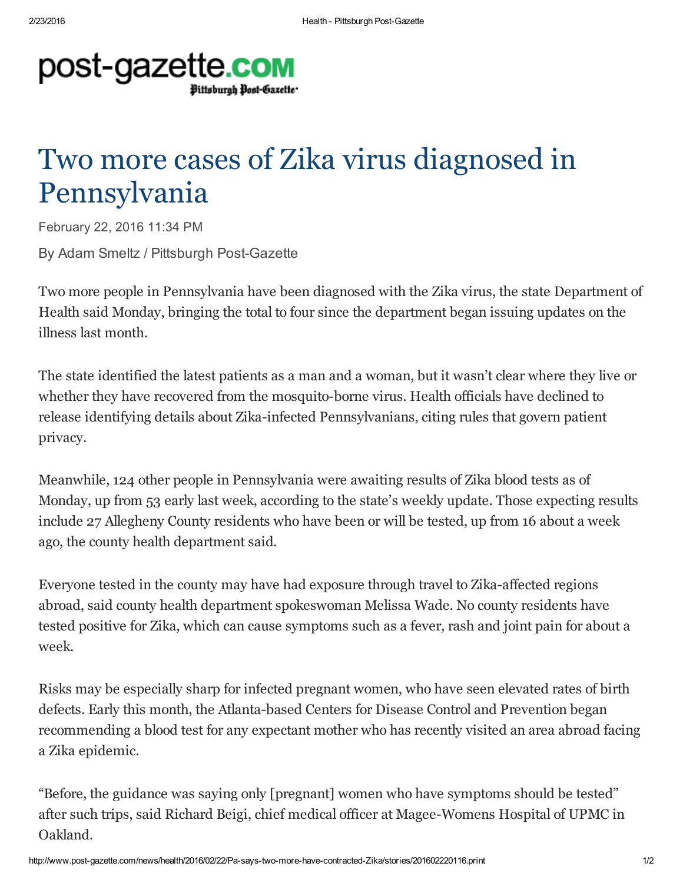# Two more cases of Zika virus diagnosed in Pennsylvania

February 22, 2016 11:34 PM

By Adam Smeltz / Pittsburgh Post-Gazette

Two more people in Pennsylvania have been diagnosed with the Zika virus, the state Department of Health said Monday, bringing the total to four since the department began issuing updates on the illness last month.

The state identified the latest patients as a man and a woman, but it wasn't clear where they live or whether they have recovered from the mosquito-borne virus. Health officials have declined to release identifying details about Zika-infected Pennsylvanians, citing rules that govern patient privacy.

Meanwhile, 124 other people in Pennsylvania were awaiting results of Zika blood tests as of Monday, up from 53 early last week, according to the state's weekly update. Those expecting results include 27 Allegheny County residents who have been or will be tested, up from 16 about a week ago, the county health department said.

Everyone tested in the county may have had exposure through travel to Zika-affected regions abroad, said county health department spokeswoman Melissa Wade. No county residents have tested positive for Zika, which can cause symptoms such as a fever, rash and joint pain for about a week.

Risks may be especially sharp for infected pregnant women, who have seen elevated rates of birth defects. Early this month, the Atlanta-based Centers for Disease Control and Prevention began recommending a blood test for any expectant mother who has recently visited an area abroad facing a Zika epidemic.

"Before, the guidance was saying only [pregnant] women who have symptoms should be tested" after such trips, said Richard Beigi, chief medical officer at Magee-Womens Hospital of UPMC in Oakland.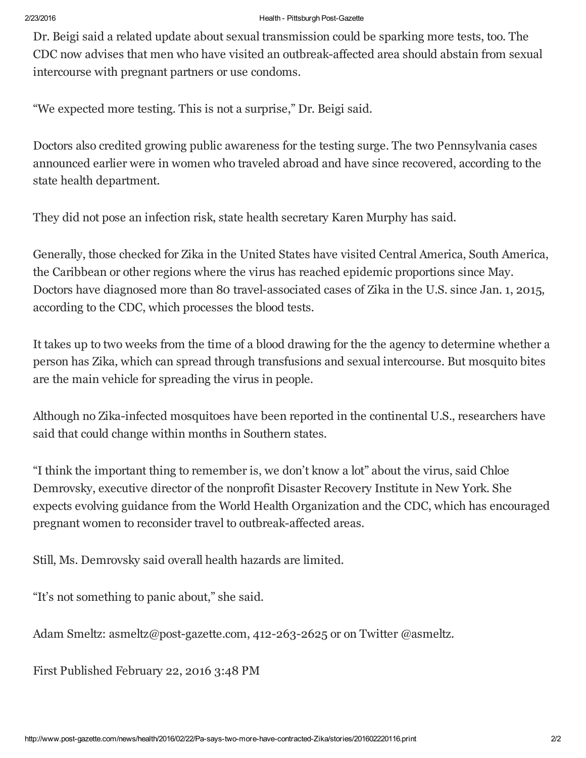Dr. Beigi said a related update about sexual transmission could be sparking more tests, too. The CDC now advises that men who have visited an outbreak-affected area should abstain from sexual intercourse with pregnant partners or use condoms.

"We expected more testing. This is not a surprise," Dr. Beigi said.

Doctors also credited growing public awareness for the testing surge. The two Pennsylvania cases announced earlier were in women who traveled abroad and have since recovered, according to the state health department.

They did not pose an infection risk, state health secretary Karen Murphy has said.

Generally, those checked for Zika in the United States have visited Central America, South America, the Caribbean or other regions where the virus has reached epidemic proportions since May. Doctors have diagnosed more than 80 travel-associated cases of Zika in the U.S. since Jan. 1, 2015, according to the CDC, which processes the blood tests.

It takes up to two weeks from the time of a blood drawing for the the agency to determine whether a person has Zika, which can spread through transfusions and sexual intercourse. But mosquito bites are the main vehicle for spreading the virus in people.

Although no Zika-infected mosquitoes have been reported in the continental U.S., researchers have said that could change within months in Southern states.

"I think the important thing to remember is, we don't know a lot" about the virus, said Chloe Demrovsky, executive director of the nonprofit Disaster Recovery Institute in New York. She expects evolving guidance from the World Health Organization and the CDC, which has encouraged pregnant women to reconsider travel to outbreak-affected areas.

Still, Ms. Demrovsky said overall health hazards are limited.

"It's not something to panic about," she said.

Adam Smeltz: asmeltz@post-gazette.com, 412-263-2625 or on Twitter @asmeltz.

First Published February 22, 2016 3:48 PM